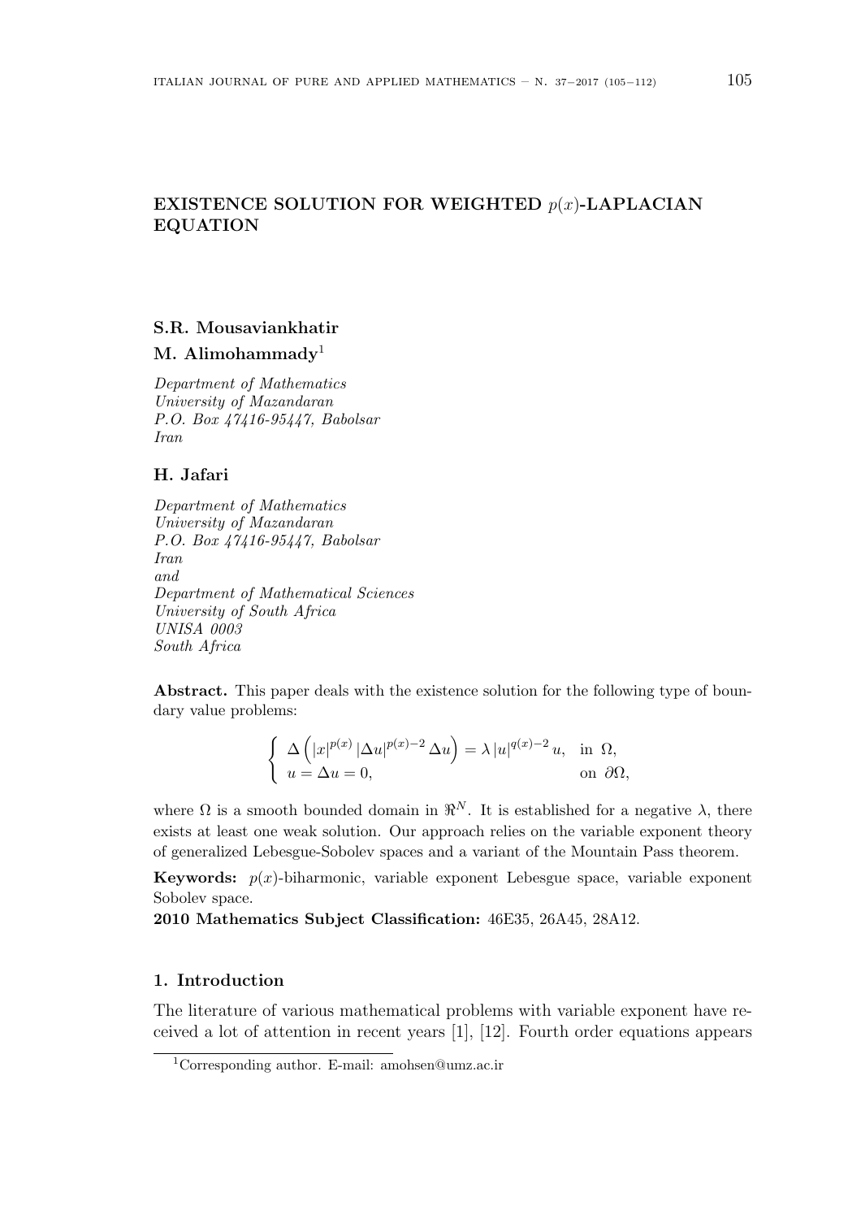# EXISTENCE SOLUTION FOR WEIGHTED $p(x)$-LAPLACIAN EQUATION

**S.R. Mousaviankhatir**

**M. Alimohammady**[1]

*Department of Mathematics*
*University of Mazandaran*
*P.O. Box 47416-95447, Babolsar*
*Iran*

**H. Jafari**

*Department of Mathematics*
*University of Mazandaran*
*P.O. Box 47416-95447, Babolsar*
*Iran*
*and*
*Department of Mathematical Sciences*
*University of South Africa*
*UNISA 0003*
*South Africa*

**Abstract.** This paper deals with the existence solution for the following type of boundary value problems:

$$\begin{cases} \Delta\left(|x|^{p(x)}\,|\Delta u|^{p(x)-2}\,\Delta u\right) = \lambda\,|u|^{q(x)-2}\,u, & \text{in } \Omega, \\ u = \Delta u = 0, & \text{on } \partial\Omega, \end{cases}$$

where $\Omega$ is a smooth bounded domain in $\Re^N$. It is established for a negative $\lambda$, there exists at least one weak solution. Our approach relies on the variable exponent theory of generalized Lebesgue-Sobolev spaces and a variant of the Mountain Pass theorem.

**Keywords:** $p(x)$-biharmonic, variable exponent Lebesgue space, variable exponent Sobolev space.

**2010 Mathematics Subject Classification:** 46E35, 26A45, 28A12.

## 1. Introduction

The literature of various mathematical problems with variable exponent have received a lot of attention in recent years [1], [12]. Fourth order equations appears

[1] Corresponding author. E-mail: amohsen@umz.ac.ir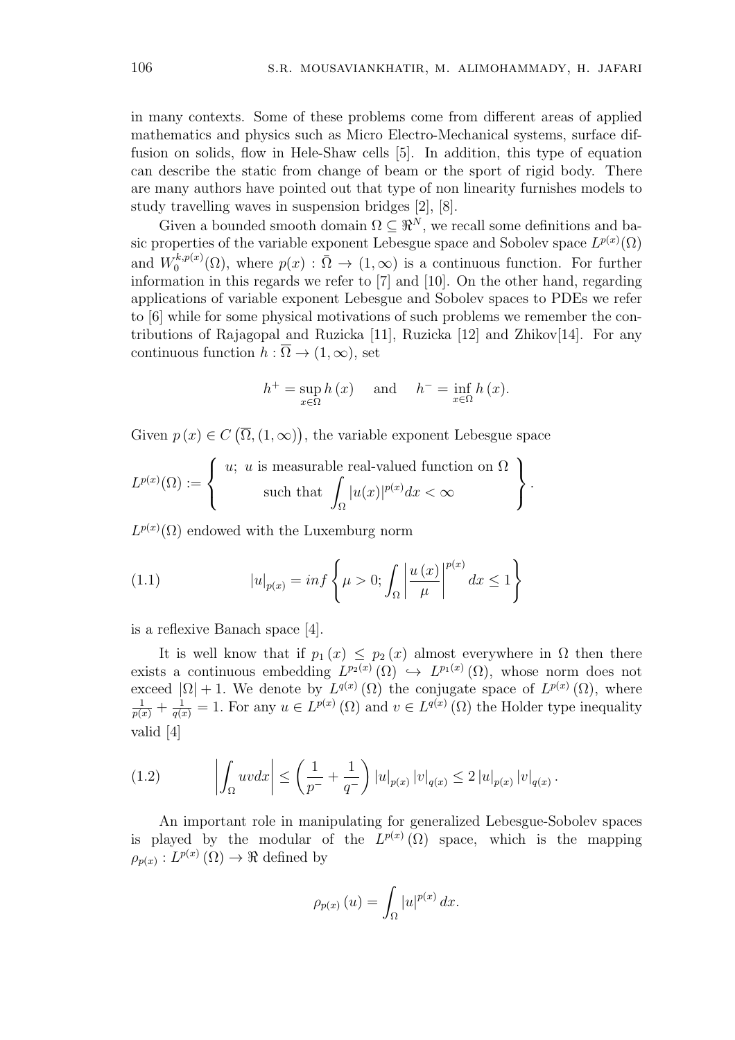in many contexts. Some of these problems come from different areas of applied mathematics and physics such as Micro Electro-Mechanical systems, surface diffusion on solids, flow in Hele-Shaw cells [5]. In addition, this type of equation can describe the static from change of beam or the sport of rigid body. There are many authors have pointed out that type of non linearity furnishes models to study travelling waves in suspension bridges [2], [8].

Given a bounded smooth domain $\Omega \subseteq \Re^N$, we recall some definitions and basic properties of the variable exponent Lebesgue space and Sobolev space $L^{p(x)}(\Omega)$ and $W_0^{k,p(x)}(\Omega)$, where $p(x) : \bar{\Omega} \to (1, \infty)$ is a continuous function. For further information in this regards we refer to [7] and [10]. On the other hand, regarding applications of variable exponent Lebesgue and Sobolev spaces to PDEs we refer to [6] while for some physical motivations of such problems we remember the contributions of Rajagopal and Ruzicka [11], Ruzicka [12] and Zhikov[14]. For any continuous function $h : \overline{\Omega} \to (1, \infty)$, set

$$h^+ = \sup_{x \in \Omega} h(x) \quad \text{ and } \quad h^- = \inf_{x \in \Omega} h(x).$$

Given $p(x) \in C\left(\overline{\Omega}, (1, \infty)\right)$, the variable exponent Lebesgue space

$$L^{p(x)}(\Omega) := \left\{ \begin{array}{c} u;\ u \text{ is measurable real-valued function on } \Omega \\ \text{such that } \displaystyle\int_\Omega |u(x)|^{p(x)} dx < \infty \end{array} \right\}.$$

$L^{p(x)}(\Omega)$ endowed with the Luxemburg norm

$$|u|_{p(x)} = inf\left\{ \mu > 0; \int_\Omega \left| \frac{u(x)}{\mu} \right|^{p(x)} dx \leq 1 \right\} \tag{1.1}$$

is a reflexive Banach space [4].

It is well know that if $p_1(x) \leq p_2(x)$ almost everywhere in $\Omega$ then there exists a continuous embedding $L^{p_2(x)}(\Omega) \hookrightarrow L^{p_1(x)}(\Omega)$, whose norm does not exceed $|\Omega| + 1$. We denote by $L^{q(x)}(\Omega)$ the conjugate space of $L^{p(x)}(\Omega)$, where $\frac{1}{p(x)} + \frac{1}{q(x)} = 1$. For any $u \in L^{p(x)}(\Omega)$ and $v \in L^{q(x)}(\Omega)$ the Holder type inequality valid [4]

$$\left| \int_\Omega uv dx \right| \leq \left( \frac{1}{p^-} + \frac{1}{q^-} \right) |u|_{p(x)} |v|_{q(x)} \leq 2 |u|_{p(x)} |v|_{q(x)}. \tag{1.2}$$

An important role in manipulating for generalized Lebesgue-Sobolev spaces is played by the modular of the $L^{p(x)}(\Omega)$ space, which is the mapping $\rho_{p(x)} : L^{p(x)}(\Omega) \to \Re$ defined by

$$\rho_{p(x)}(u) = \int_\Omega |u|^{p(x)} dx.$$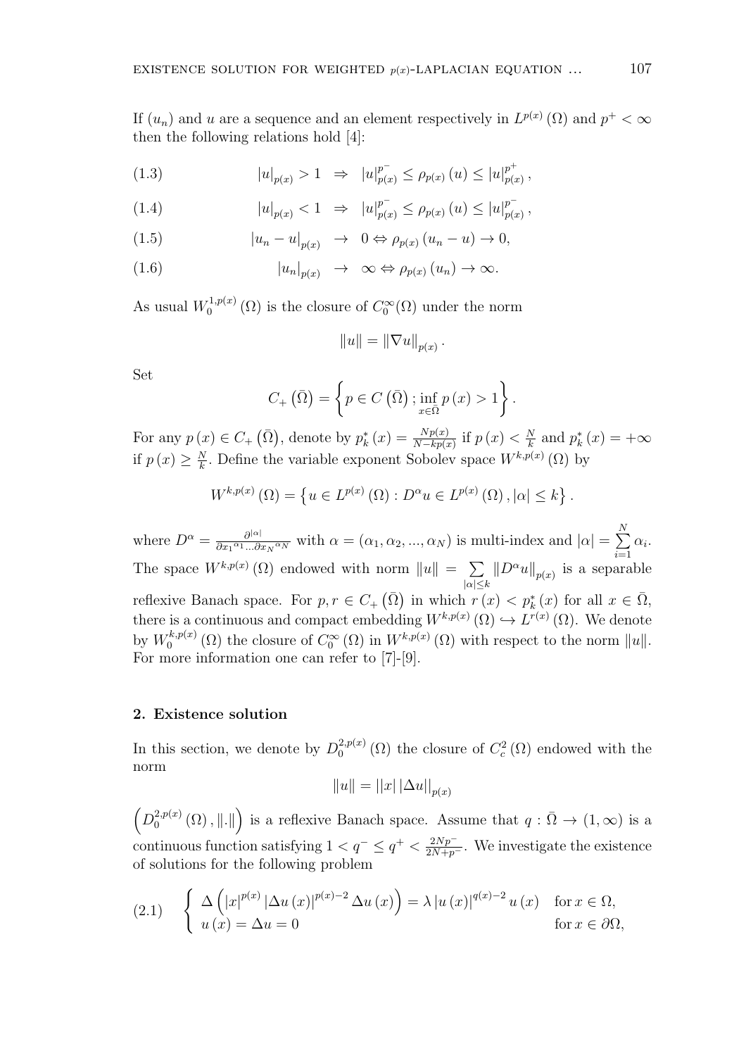If $(u_n)$ and $u$ are a sequence and an element respectively in $L^{p(x)}(\Omega)$ and $p^+ < \infty$ then the following relations hold [4]:

$$|u|_{p(x)} > 1 \;\Rightarrow\; |u|_{p(x)}^{p^-} \leq \rho_{p(x)}(u) \leq |u|_{p(x)}^{p^+}, \tag{1.3}$$

$$|u|_{p(x)} < 1 \;\Rightarrow\; |u|_{p(x)}^{p^-} \leq \rho_{p(x)}(u) \leq |u|_{p(x)}^{p^-}, \tag{1.4}$$

$$|u_n - u|_{p(x)} \to 0 \Leftrightarrow \rho_{p(x)}(u_n - u) \to 0, \tag{1.5}$$

$$|u_n|_{p(x)} \to \infty \Leftrightarrow \rho_{p(x)}(u_n) \to \infty. \tag{1.6}$$

As usual $W_0^{1,p(x)}(\Omega)$ is the closure of $C_0^\infty(\Omega)$ under the norm

$$\|u\| = \|\nabla u\|_{p(x)}.$$

Set

$$C_+\left(\bar{\Omega}\right) = \left\{ p \in C\left(\bar{\Omega}\right); \inf_{x \in \bar{\Omega}} p(x) > 1 \right\}.$$

For any $p(x) \in C_+\left(\bar{\Omega}\right)$, denote by $p_k^*(x) = \frac{Np(x)}{N - kp(x)}$ if $p(x) < \frac{N}{k}$ and $p_k^*(x) = +\infty$ if $p(x) \geq \frac{N}{k}$. Define the variable exponent Sobolev space $W^{k,p(x)}(\Omega)$ by

$$W^{k,p(x)}(\Omega) = \left\{ u \in L^{p(x)}(\Omega) : D^\alpha u \in L^{p(x)}(\Omega), |\alpha| \leq k \right\}.$$

where $D^\alpha = \frac{\partial^{|\alpha|}}{\partial x_1{}^{\alpha_1} \ldots \partial x_N{}^{\alpha_N}}$ with $\alpha = (\alpha_1, \alpha_2, ..., \alpha_N)$ is multi-index and $|\alpha| = \sum_{i=1}^{N} \alpha_i$. The space $W^{k,p(x)}(\Omega)$ endowed with norm $\|u\| = \sum_{|\alpha| \leq k} \|D^\alpha u\|_{p(x)}$ is a separable reflexive Banach space. For $p, r \in C_+\left(\bar{\Omega}\right)$ in which $r(x) < p_k^*(x)$ for all $x \in \bar{\Omega}$, there is a continuous and compact embedding $W^{k,p(x)}(\Omega) \hookrightarrow L^{r(x)}(\Omega)$. We denote by $W_0^{k,p(x)}(\Omega)$ the closure of $C_0^\infty(\Omega)$ in $W^{k,p(x)}(\Omega)$ with respect to the norm $\|u\|$. For more information one can refer to [7]-[9].

## 2. Existence solution

In this section, we denote by $D_0^{2,p(x)}(\Omega)$ the closure of $C_c^2(\Omega)$ endowed with the norm

$$\|u\| = \left||x| \, |\Delta u|\right|_{p(x)}$$

$\left(D_0^{2,p(x)}(\Omega), \|.\|\right)$ is a reflexive Banach space. Assume that $q : \bar{\Omega} \to (1, \infty)$ is a continuous function satisfying $1 < q^- \leq q^+ < \frac{2Np^-}{2N + p^-}$. We investigate the existence of solutions for the following problem

$$\begin{cases} \Delta\left(|x|^{p(x)} |\Delta u(x)|^{p(x)-2} \Delta u(x)\right) = \lambda |u(x)|^{q(x)-2} u(x) & \text{for } x \in \Omega, \\ u(x) = \Delta u = 0 & \text{for } x \in \partial\Omega, \end{cases} \tag{2.1}$$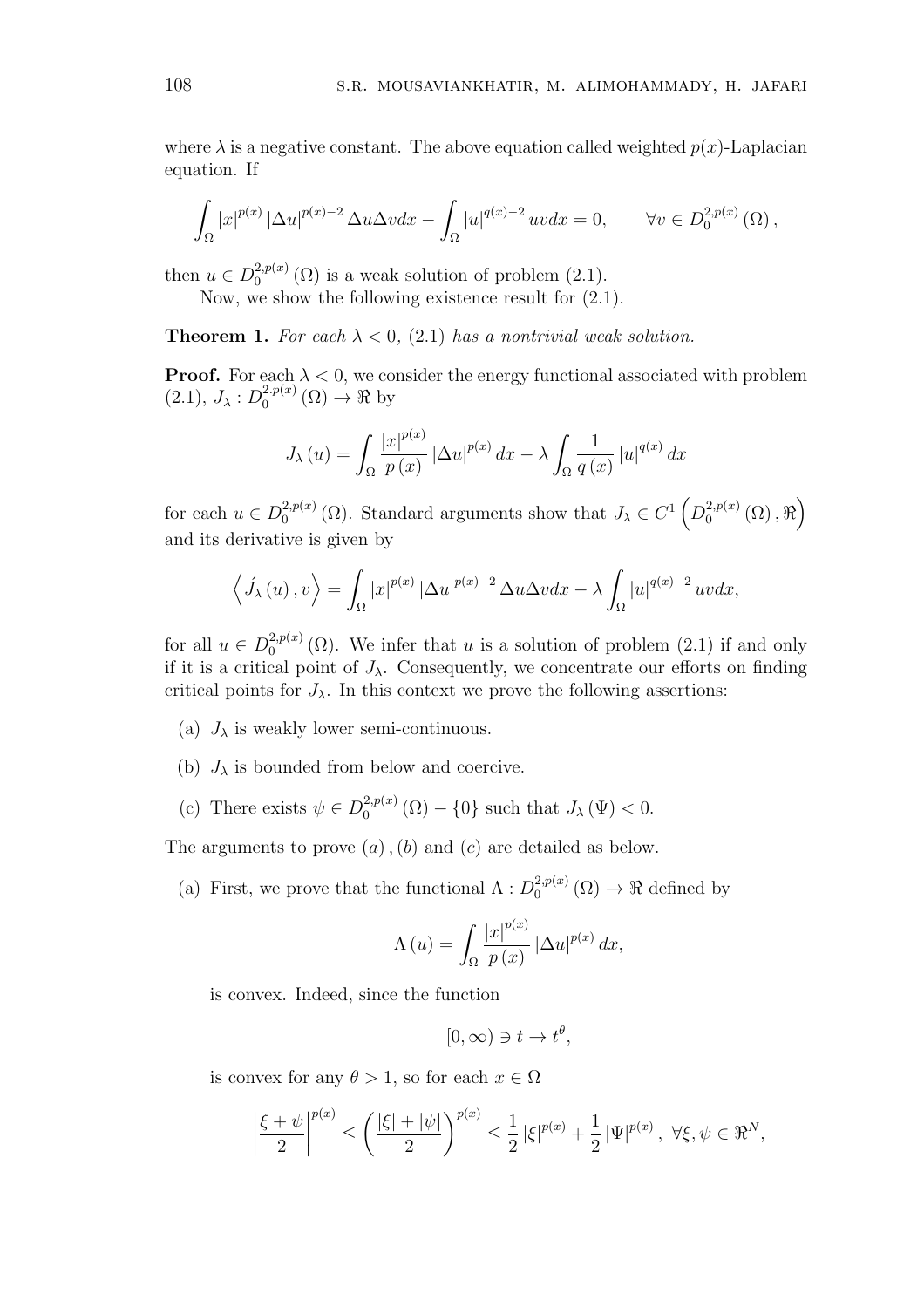where $\lambda$ is a negative constant. The above equation called weighted $p(x)$-Laplacian equation. If

$$\int_{\Omega} |x|^{p(x)} |\Delta u|^{p(x)-2} \Delta u \Delta v dx - \int_{\Omega} |u|^{q(x)-2} uv dx = 0, \qquad \forall v \in D_0^{2,p(x)}(\Omega),$$

then $u \in D_0^{2,p(x)}(\Omega)$ is a weak solution of problem (2.1).

Now, we show the following existence result for (2.1).

**Theorem 1.** *For each $\lambda < 0$, (2.1) has a nontrivial weak solution.*

**Proof.** For each $\lambda < 0$, we consider the energy functional associated with problem (2.1), $J_\lambda : D_0^{2.p(x)}(\Omega) \to \Re$ by

$$J_\lambda(u) = \int_{\Omega} \frac{|x|^{p(x)}}{p(x)} |\Delta u|^{p(x)} dx - \lambda \int_{\Omega} \frac{1}{q(x)} |u|^{q(x)} dx$$

for each $u \in D_0^{2,p(x)}(\Omega)$. Standard arguments show that $J_\lambda \in C^1\left(D_0^{2,p(x)}(\Omega), \Re\right)$ and its derivative is given by

$$\left\langle \acute{J}_\lambda(u), v \right\rangle = \int_{\Omega} |x|^{p(x)} |\Delta u|^{p(x)-2} \Delta u \Delta v dx - \lambda \int_{\Omega} |u|^{q(x)-2} uv dx,$$

for all $u \in D_0^{2,p(x)}(\Omega)$. We infer that $u$ is a solution of problem (2.1) if and only if it is a critical point of $J_\lambda$. Consequently, we concentrate our efforts on finding critical points for $J_\lambda$. In this context we prove the following assertions:

(a) $J_\lambda$ is weakly lower semi-continuous.

(b) $J_\lambda$ is bounded from below and coercive.

(c) There exists $\psi \in D_0^{2,p(x)}(\Omega) - \{0\}$ such that $J_\lambda(\Psi) < 0$.

The arguments to prove $(a)$, $(b)$ and $(c)$ are detailed as below.

(a) First, we prove that the functional $\Lambda : D_0^{2,p(x)}(\Omega) \to \Re$ defined by

$$\Lambda(u) = \int_{\Omega} \frac{|x|^{p(x)}}{p(x)} |\Delta u|^{p(x)} dx,$$

is convex. Indeed, since the function

$$[0, \infty) \ni t \to t^{\theta},$$

is convex for any $\theta > 1$, so for each $x \in \Omega$

$$\left|\frac{\xi + \psi}{2}\right|^{p(x)} \leq \left(\frac{|\xi| + |\psi|}{2}\right)^{p(x)} \leq \frac{1}{2} |\xi|^{p(x)} + \frac{1}{2} |\Psi|^{p(x)}, \ \forall \xi, \psi \in \Re^N,$$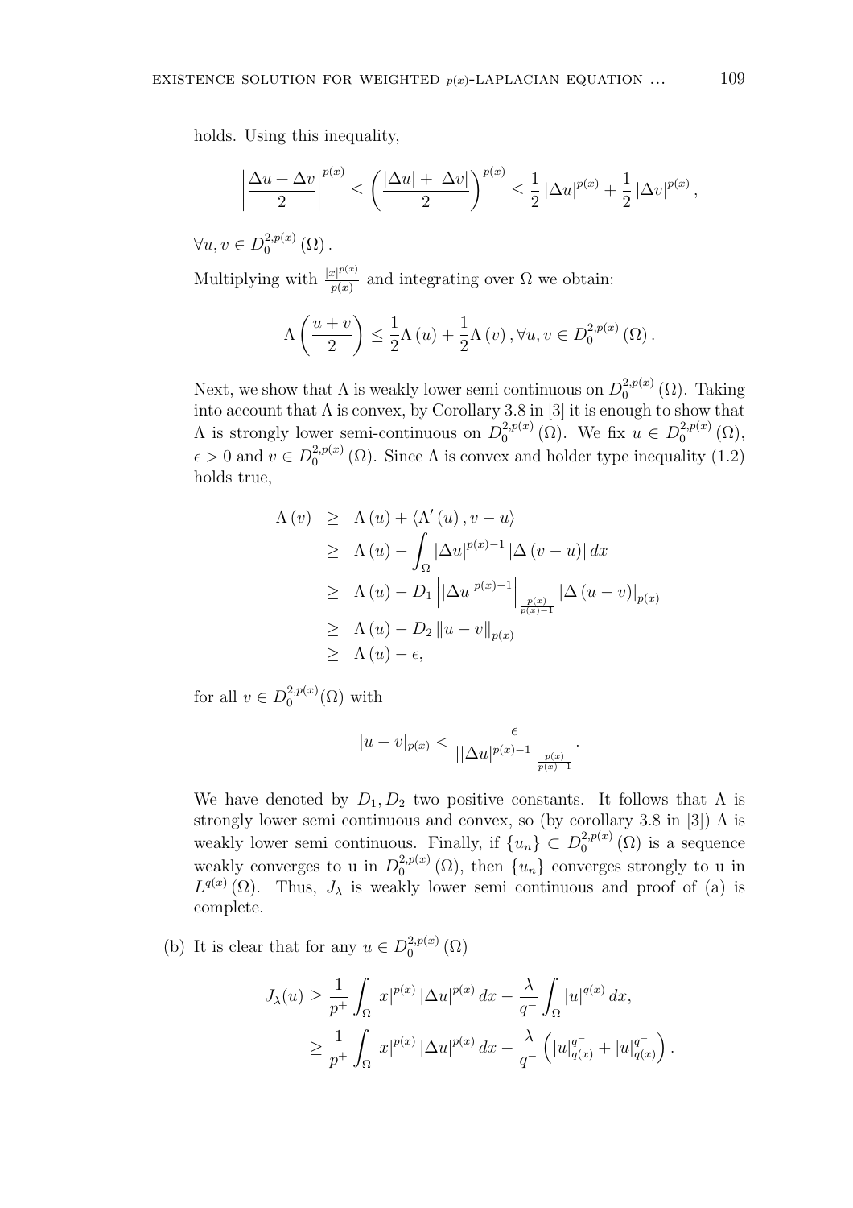holds. Using this inequality,

$$\left|\frac{\Delta u+\Delta v}{2}\right|^{p(x)} \leq \left(\frac{|\Delta u|+|\Delta v|}{2}\right)^{p(x)} \leq \frac{1}{2}\left|\Delta u\right|^{p(x)}+\frac{1}{2}\left|\Delta v\right|^{p(x)},$$

$\forall u,v \in D_0^{2,p(x)}(\Omega)$.

Multiplying with $\frac{|x|^{p(x)}}{p(x)}$ and integrating over $\Omega$ we obtain:

$$\Lambda\left(\frac{u+v}{2}\right) \leq \frac{1}{2}\Lambda(u)+\frac{1}{2}\Lambda(v), \forall u,v \in D_0^{2,p(x)}(\Omega).$$

Next, we show that $\Lambda$ is weakly lower semi continuous on $D_0^{2,p(x)}(\Omega)$. Taking into account that $\Lambda$ is convex, by Corollary 3.8 in [3] it is enough to show that $\Lambda$ is strongly lower semi-continuous on $D_0^{2,p(x)}(\Omega)$. We fix $u \in D_0^{2,p(x)}(\Omega)$, $\epsilon > 0$ and $v \in D_0^{2,p(x)}(\Omega)$. Since $\Lambda$ is convex and holder type inequality (1.2) holds true,

$$\begin{aligned}
\Lambda(v) &\geq \Lambda(u)+\langle \Lambda'(u), v-u\rangle \\
&\geq \Lambda(u)-\int_\Omega |\Delta u|^{p(x)-1}\left|\Delta(v-u)\right|dx \\
&\geq \Lambda(u)-D_1\left||\Delta u|^{p(x)-1}\right|_{\frac{p(x)}{p(x)-1}}\left|\Delta(u-v)\right|_{p(x)} \\
&\geq \Lambda(u)-D_2\left\|u-v\right\|_{p(x)} \\
&\geq \Lambda(u)-\epsilon,
\end{aligned}$$

for all $v \in D_0^{2,p(x)}(\Omega)$ with

$$|u-v|_{p(x)} < \frac{\epsilon}{||\Delta u|^{p(x)-1}|_{\frac{p(x)}{p(x)-1}}}.$$

We have denoted by $D_1, D_2$ two positive constants. It follows that $\Lambda$ is strongly lower semi continuous and convex, so (by corollary 3.8 in [3]) $\Lambda$ is weakly lower semi continuous. Finally, if $\{u_n\} \subset D_0^{2,p(x)}(\Omega)$ is a sequence weakly converges to u in $D_0^{2,p(x)}(\Omega)$, then $\{u_n\}$ converges strongly to u in $L^{q(x)}(\Omega)$. Thus, $J_\lambda$ is weakly lower semi continuous and proof of (a) is complete.

(b) It is clear that for any $u \in D_0^{2,p(x)}(\Omega)$

$$\begin{aligned}
J_\lambda(u) &\geq \frac{1}{p^+}\int_\Omega |x|^{p(x)}\left|\Delta u\right|^{p(x)}dx-\frac{\lambda}{q^-}\int_\Omega |u|^{q(x)}dx, \\
&\geq \frac{1}{p^+}\int_\Omega |x|^{p(x)}\left|\Delta u\right|^{p(x)}dx-\frac{\lambda}{q^-}\left(|u|_{q(x)}^{q^-}+|u|_{q(x)}^{q^-}\right).
\end{aligned}$$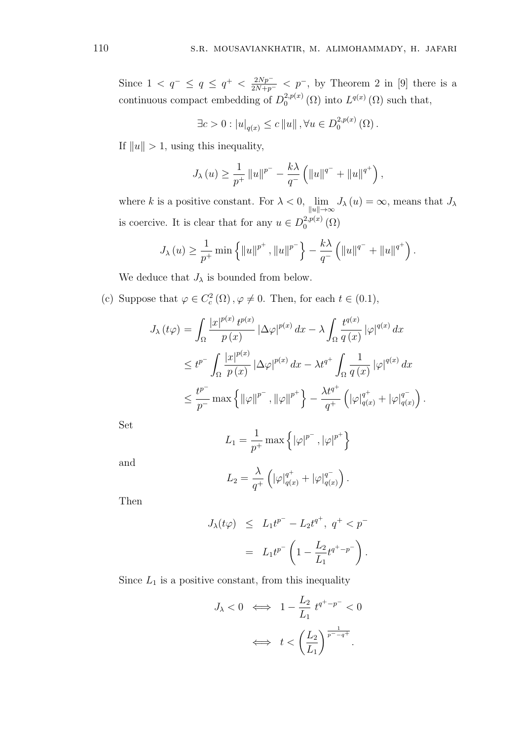Since $1 < q^- \leq q \leq q^+ < \frac{2Np^-}{2N+p^-} < p^-$, by Theorem 2 in [9] there is a continuous compact embedding of $D_0^{2,p(x)}(\Omega)$ into $L^{q(x)}(\Omega)$ such that,

$$\exists c > 0 : |u|_{q(x)} \leq c \|u\|, \forall u \in D_0^{2,p(x)}(\Omega).$$

If $\|u\| > 1$, using this inequality,

$$J_\lambda(u) \geq \frac{1}{p^+} \|u\|^{p^-} - \frac{k\lambda}{q^-} \left( \|u\|^{q^-} + \|u\|^{q^+} \right),$$

where $k$ is a positive constant. For $\lambda < 0$, $\lim_{\|u\| \to \infty} J_\lambda(u) = \infty$, means that $J_\lambda$ is coercive. It is clear that for any $u \in D_0^{2,p(x)}(\Omega)$

$$J_\lambda(u) \geq \frac{1}{p^+} \min \left\{ \|u\|^{p^+}, \|u\|^{p^-} \right\} - \frac{k\lambda}{q^-} \left( \|u\|^{q^-} + \|u\|^{q^+} \right).$$

We deduce that $J_\lambda$ is bounded from below.

(c) Suppose that $\varphi \in C_c^2(\Omega), \varphi \neq 0$. Then, for each $t \in (0.1)$,

$$\begin{aligned}
J_\lambda(t\varphi) &= \int_\Omega \frac{|x|^{p(x)} t^{p(x)}}{p(x)} |\Delta \varphi|^{p(x)} dx - \lambda \int_\Omega \frac{t^{q(x)}}{q(x)} |\varphi|^{q(x)} dx \\
&\leq t^{p^-} \int_\Omega \frac{|x|^{p(x)}}{p(x)} |\Delta \varphi|^{p(x)} dx - \lambda t^{q^+} \int_\Omega \frac{1}{q(x)} |\varphi|^{q(x)} dx \\
&\leq \frac{t^{p^-}}{p^-} \max \left\{ \|\varphi\|^{p^-}, \|\varphi\|^{p^+} \right\} - \frac{\lambda t^{q^+}}{q^+} \left( |\varphi|_{q(x)}^{q^+} + |\varphi|_{q(x)}^{q^-} \right).
\end{aligned}$$

Set

$$L_1 = \frac{1}{p^+} \max \left\{ |\varphi|^{p^-}, |\varphi|^{p^+} \right\}$$

and

$$L_2 = \frac{\lambda}{q^+} \left( |\varphi|_{q(x)}^{q^+} + |\varphi|_{q(x)}^{q^-} \right).$$

Then

$$\begin{aligned}
J_\lambda(t\varphi) &\leq L_1 t^{p^-} - L_2 t^{q^+}, \; q^+ < p^- \\
&= L_1 t^{p^-} \left( 1 - \frac{L_2}{L_1} t^{q^+ - p^-} \right).
\end{aligned}$$

Since $L_1$ is a positive constant, from this inequality

$$\begin{aligned}
J_\lambda < 0 &\iff 1 - \frac{L_2}{L_1} \, t^{q^+ - p^-} < 0 \\
&\iff t < \left( \frac{L_2}{L_1} \right)^{\frac{1}{p^- - q^+}}.
\end{aligned}$$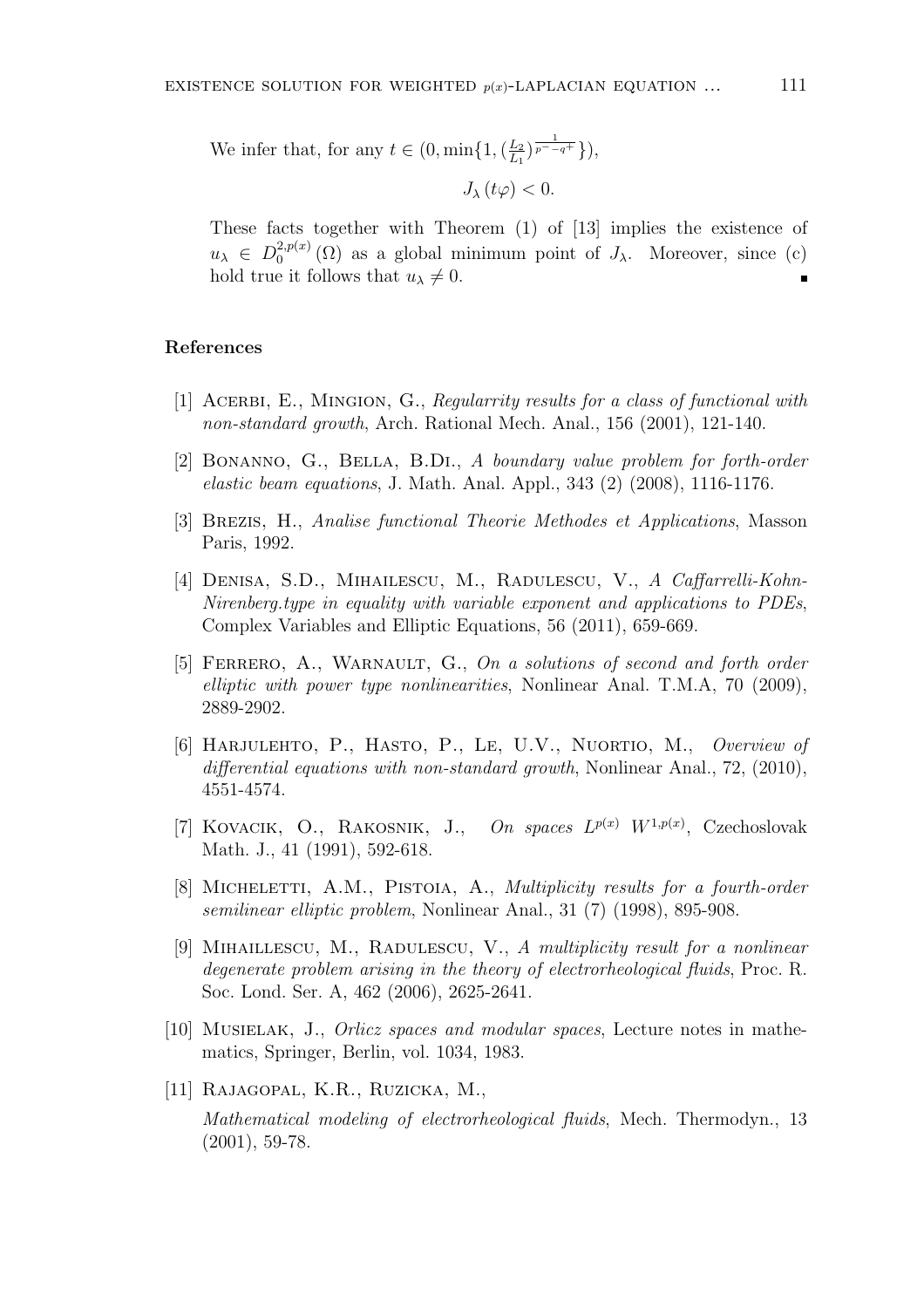We infer that, for any $t \in (0, \min\{1, (\frac{L_2}{L_1})^{\frac{1}{p^- - q^+}}\})$,

$$J_\lambda(t\varphi) < 0.$$

These facts together with Theorem (1) of [13] implies the existence of $u_\lambda \in D_0^{2,p(x)}(\Omega)$ as a global minimum point of $J_\lambda$. Moreover, since (c) hold true it follows that $u_\lambda \neq 0$. ∎

## References

[1] Acerbi, E., Mingion, G., *Regularrity results for a class of functional with non-standard growth*, Arch. Rational Mech. Anal., 156 (2001), 121-140.

[2] Bonanno, G., Bella, B.Di., *A boundary value problem for forth-order elastic beam equations*, J. Math. Anal. Appl., 343 (2) (2008), 1116-1176.

[3] Brezis, H., *Analise functional Theorie Methodes et Applications*, Masson Paris, 1992.

[4] Denisa, S.D., Mihailescu, M., Radulescu, V., *A Caffarrelli-Kohn-Nirenberg.type in equality with variable exponent and applications to PDEs*, Complex Variables and Elliptic Equations, 56 (2011), 659-669.

[5] Ferrero, A., Warnault, G., *On a solutions of second and forth order elliptic with power type nonlinearities*, Nonlinear Anal. T.M.A, 70 (2009), 2889-2902.

[6] Harjulehto, P., Hasto, P., Le, U.V., Nuortio, M., *Overview of differential equations with non-standard growth*, Nonlinear Anal., 72, (2010), 4551-4574.

[7] Kovacik, O., Rakosnik, J., *On spaces $L^{p(x)}$ $W^{1,p(x)}$*, Czechoslovak Math. J., 41 (1991), 592-618.

[8] Micheletti, A.M., Pistoia, A., *Multiplicity results for a fourth-order semilinear elliptic problem*, Nonlinear Anal., 31 (7) (1998), 895-908.

[9] Mihaillescu, M., Radulescu, V., *A multiplicity result for a nonlinear degenerate problem arising in the theory of electrorheological fluids*, Proc. R. Soc. Lond. Ser. A, 462 (2006), 2625-2641.

[10] Musielak, J., *Orlicz spaces and modular spaces*, Lecture notes in mathematics, Springer, Berlin, vol. 1034, 1983.

[11] Rajagopal, K.R., Ruzicka, M., *Mathematical modeling of electrorheological fluids*, Mech. Thermodyn., 13 (2001), 59-78.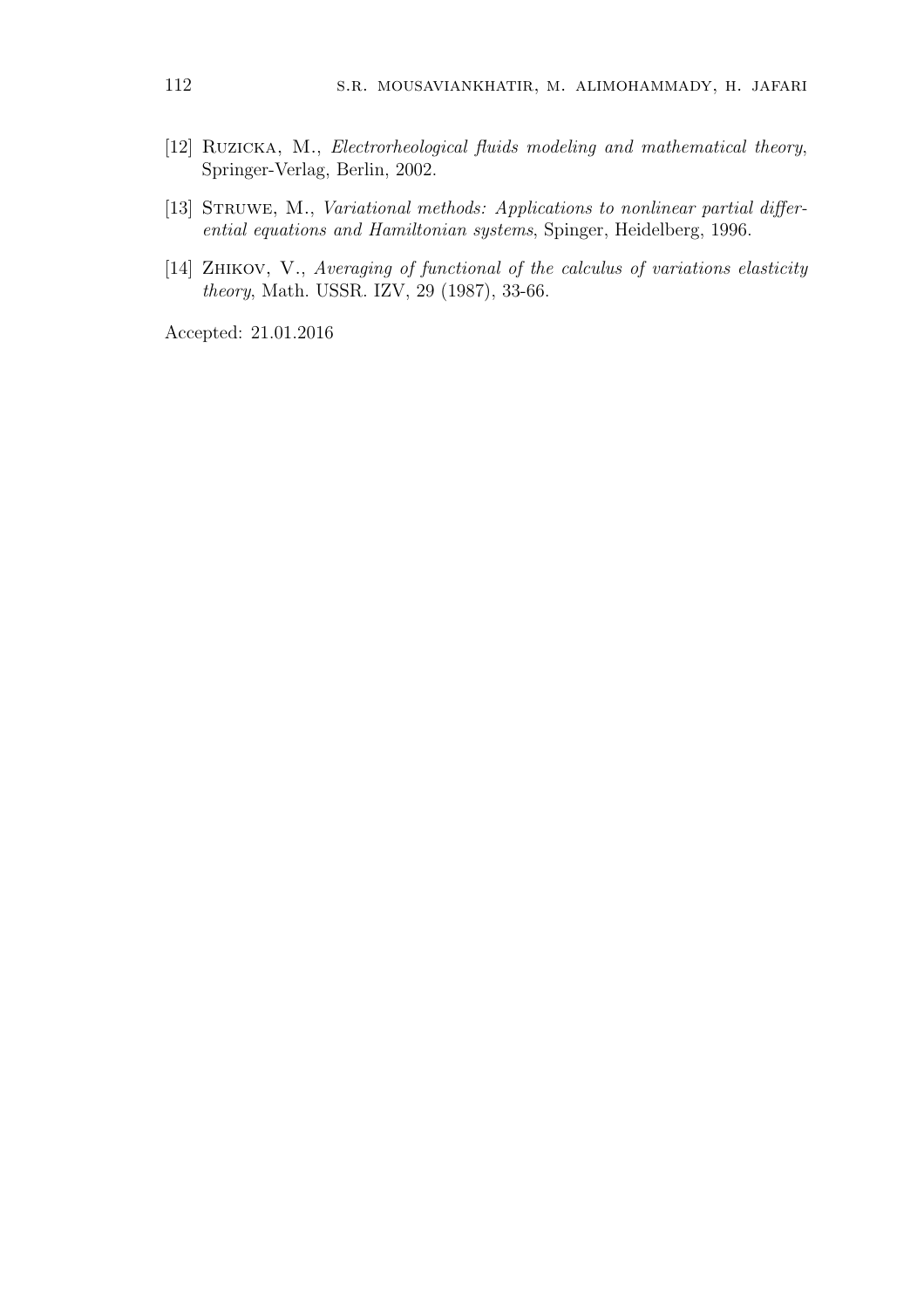[12] Ruzicka, M., *Electrorheological fluids modeling and mathematical theory*, Springer-Verlag, Berlin, 2002.

[13] Struwe, M., *Variational methods: Applications to nonlinear partial differential equations and Hamiltonian systems*, Spinger, Heidelberg, 1996.

[14] Zhikov, V., *Averaging of functional of the calculus of variations elasticity theory*, Math. USSR. IZV, 29 (1987), 33-66.

Accepted: 21.01.2016